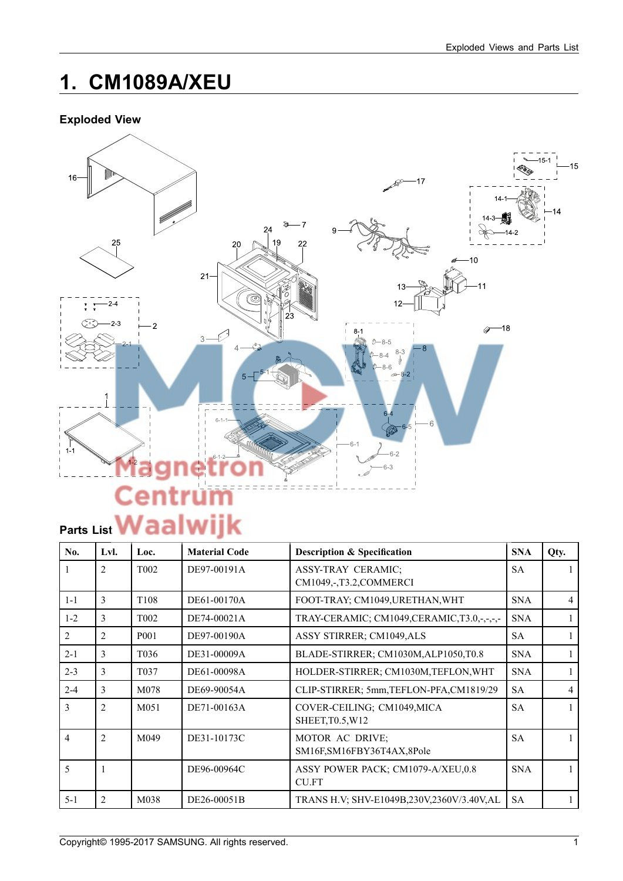# 1. CM1089A/XEU

## Exploded View

## Parts List

| No. | Lvl. | Loc. | Material Code | Description & Specification | SNA | Qty. |
|---|---|---|---|---|---|---|
| 1 | 2 | T002 | DE97-00191A | ASSY-TRAY CERAMIC; CM1049,-,T3.2,COMMERCI | SA | 1 |
| 1-1 | 3 | T108 | DE61-00170A | FOOT-TRAY; CM1049,URETHAN,WHT | SNA | 4 |
| 1-2 | 3 | T002 | DE74-00021A | TRAY-CERAMIC; CM1049,CERAMIC,T3.0,-,-,-,- | SNA | 1 |
| 2 | 2 | P001 | DE97-00190A | ASSY STIRRER; CM1049,ALS | SA | 1 |
| 2-1 | 3 | T036 | DE31-00009A | BLADE-STIRRER; CM1030M,ALP1050,T0.8 | SNA | 1 |
| 2-3 | 3 | T037 | DE61-00098A | HOLDER-STIRRER; CM1030M,TEFLON,WHT | SNA | 1 |
| 2-4 | 3 | M078 | DE69-90054A | CLIP-STIRRER; 5mm,TEFLON-PFA,CM1819/29 | SA | 4 |
| 3 | 2 | M051 | DE71-00163A | COVER-CEILING; CM1049,MICA SHEET,T0.5,W12 | SA | 1 |
| 4 | 2 | M049 | DE31-10173C | MOTOR AC DRIVE; SM16F,SM16FBY36T4AX,8Pole | SA | 1 |
| 5 | 1 |  | DE96-00964C | ASSY POWER PACK; CM1079-A/XEU,0.8 CU.FT | SNA | 1 |
| 5-1 | 2 | M038 | DE26-00051B | TRANS H.V; SHV-E1049B,230V,2360V/3.40V,AL | SA | 1 |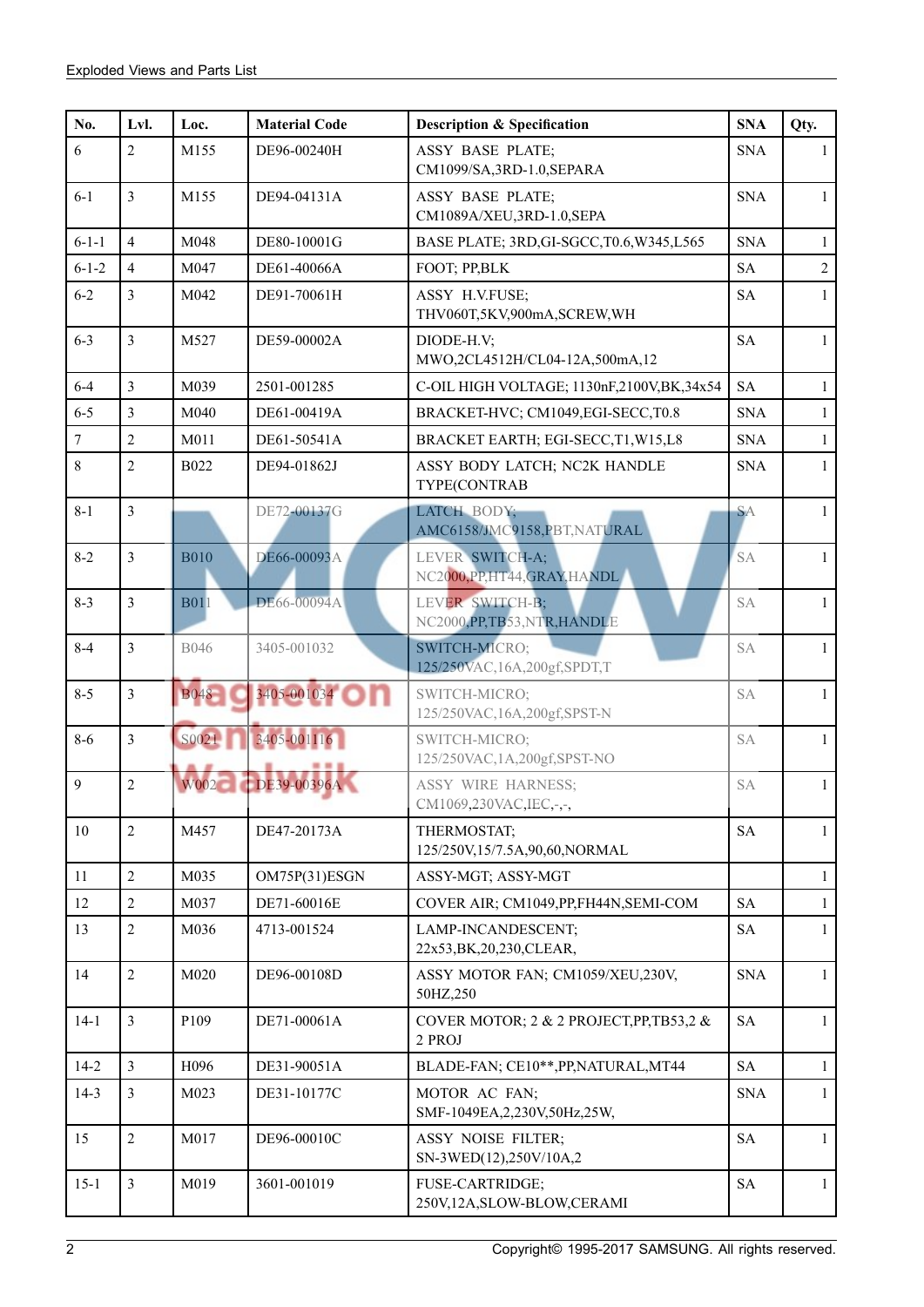| No. | Lvl. | Loc. | Material Code | Description & Specification | SNA | Qty. |
|---|---|---|---|---|---|---|
| 6 | 2 | M155 | DE96-00240H | ASSY BASE PLATE; CM1099/SA,3RD-1.0,SEPARA | SNA | 1 |
| 6-1 | 3 | M155 | DE94-04131A | ASSY BASE PLATE; CM1089A/XEU,3RD-1.0,SEPA | SNA | 1 |
| 6-1-1 | 4 | M048 | DE80-10001G | BASE PLATE; 3RD,GI-SGCC,T0.6,W345,L565 | SNA | 1 |
| 6-1-2 | 4 | M047 | DE61-40066A | FOOT; PP,BLK | SA | 2 |
| 6-2 | 3 | M042 | DE91-70061H | ASSY H.V.FUSE; THV060T,5KV,900mA,SCREW,WH | SA | 1 |
| 6-3 | 3 | M527 | DE59-00002A | DIODE-H.V; MWO,2CL4512H/CL04-12A,500mA,12 | SA | 1 |
| 6-4 | 3 | M039 | 2501-001285 | C-OIL HIGH VOLTAGE; 1130nF,2100V,BK,34x54 | SA | 1 |
| 6-5 | 3 | M040 | DE61-00419A | BRACKET-HVC; CM1049,EGI-SECC,T0.8 | SNA | 1 |
| 7 | 2 | M011 | DE61-50541A | BRACKET EARTH; EGI-SECC,T1,W15,L8 | SNA | 1 |
| 8 | 2 | B022 | DE94-01862J | ASSY BODY LATCH; NC2K HANDLE TYPE(CONTRAB | SNA | 1 |
| 8-1 | 3 | | DE72-00137G | LATCH BODY; AMC6158/JMC9158,PBT,NATURAL | SA | 1 |
| 8-2 | 3 | B010 | DE66-00093A | LEVER SWITCH-A; NC2000,PP,HT44,GRAY,HANDL | SA | 1 |
| 8-3 | 3 | B011 | DE66-00094A | LEVER SWITCH-B; NC2000,PP,TB53,NTR,HANDLE | SA | 1 |
| 8-4 | 3 | B046 | 3405-001032 | SWITCH-MICRO; 125/250VAC,16A,200gf,SPDT,T | SA | 1 |
| 8-5 | 3 | B048 | 3405-001034 | SWITCH-MICRO; 125/250VAC,16A,200gf,SPST-N | SA | 1 |
| 8-6 | 3 | S0021 | 3405-001116 | SWITCH-MICRO; 125/250VAC,1A,200gf,SPST-NO | SA | 1 |
| 9 | 2 | W002 | DE39-00396A | ASSY WIRE HARNESS; CM1069,230VAC,IEC,-,-, | SA | 1 |
| 10 | 2 | M457 | DE47-20173A | THERMOSTAT; 125/250V,15/7.5A,90,60,NORMAL | SA | 1 |
| 11 | 2 | M035 | OM75P(31)ESGN | ASSY-MGT; ASSY-MGT | | 1 |
| 12 | 2 | M037 | DE71-60016E | COVER AIR; CM1049,PP,FH44N,SEMI-COM | SA | 1 |
| 13 | 2 | M036 | 4713-001524 | LAMP-INCANDESCENT; 22x53,BK,20,230,CLEAR, | SA | 1 |
| 14 | 2 | M020 | DE96-00108D | ASSY MOTOR FAN; CM1059/XEU,230V, 50HZ,250 | SNA | 1 |
| 14-1 | 3 | P109 | DE71-00061A | COVER MOTOR; 2 & 2 PROJECT,PP,TB53,2 & 2 PROJ | SA | 1 |
| 14-2 | 3 | H096 | DE31-90051A | BLADE-FAN; CE10**,PP,NATURAL,MT44 | SA | 1 |
| 14-3 | 3 | M023 | DE31-10177C | MOTOR AC FAN; SMF-1049EA,2,230V,50Hz,25W, | SNA | 1 |
| 15 | 2 | M017 | DE96-00010C | ASSY NOISE FILTER; SN-3WED(12),250V/10A,2 | SA | 1 |
| 15-1 | 3 | M019 | 3601-001019 | FUSE-CARTRIDGE; 250V,12A,SLOW-BLOW,CERAMI | SA | 1 |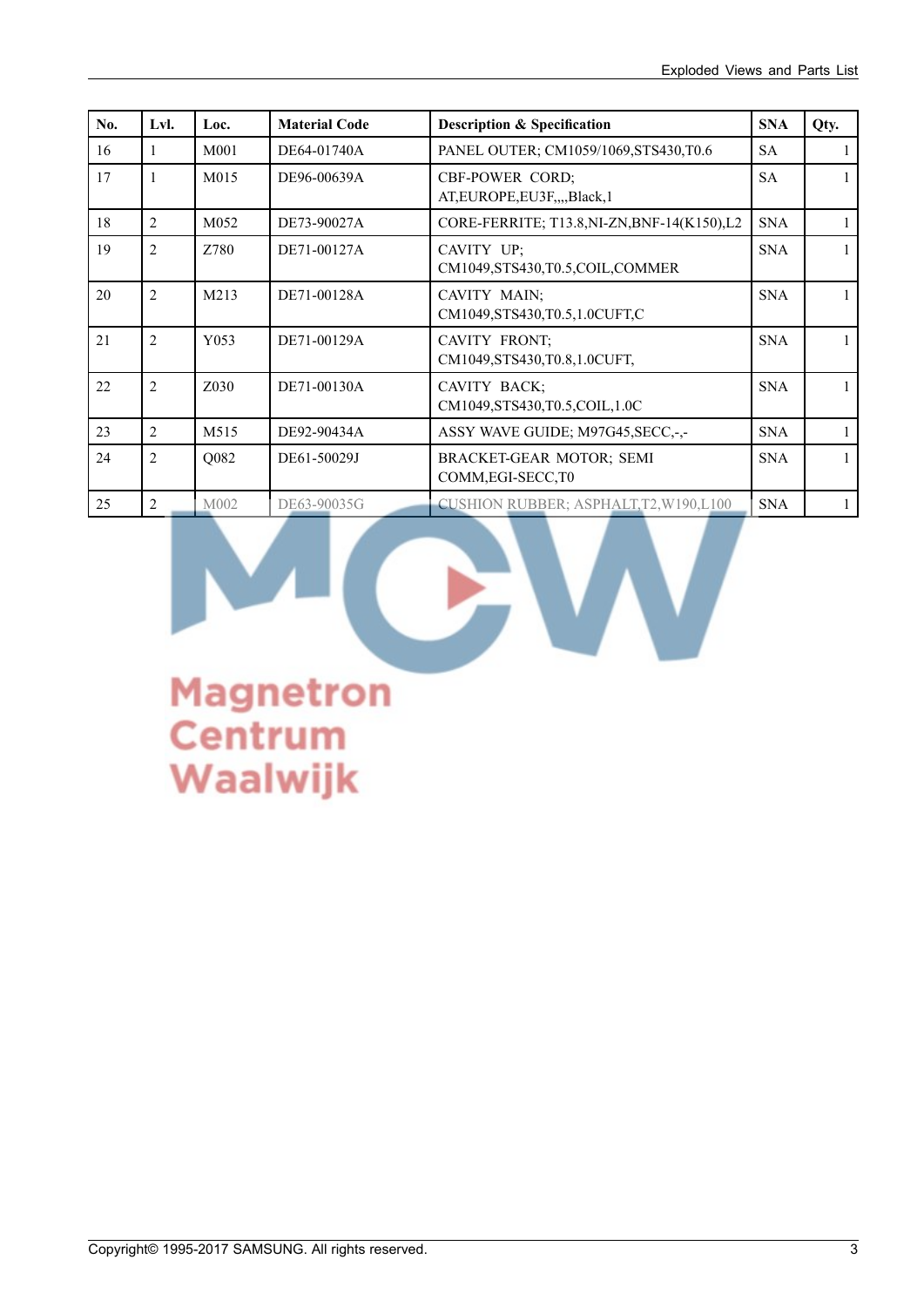| No. | Lvl. | Loc. | Material Code | Description & Specification | SNA | Qty. |
|---|---|---|---|---|---|---|
| 16 | 1 | M001 | DE64-01740A | PANEL OUTER; CM1059/1069,STS430,T0.6 | SA | 1 |
| 17 | 1 | M015 | DE96-00639A | CBF-POWER CORD; AT,EUROPE,EU3F,,,,Black,1 | SA | 1 |
| 18 | 2 | M052 | DE73-90027A | CORE-FERRITE; T13.8,NI-ZN,BNF-14(K150),L2 | SNA | 1 |
| 19 | 2 | Z780 | DE71-00127A | CAVITY UP; CM1049,STS430,T0.5,COIL,COMMER | SNA | 1 |
| 20 | 2 | M213 | DE71-00128A | CAVITY MAIN; CM1049,STS430,T0.5,1.0CUFT,C | SNA | 1 |
| 21 | 2 | Y053 | DE71-00129A | CAVITY FRONT; CM1049,STS430,T0.8,1.0CUFT, | SNA | 1 |
| 22 | 2 | Z030 | DE71-00130A | CAVITY BACK; CM1049,STS430,T0.5,COIL,1.0C | SNA | 1 |
| 23 | 2 | M515 | DE92-90434A | ASSY WAVE GUIDE; M97G45,SECC,-,- | SNA | 1 |
| 24 | 2 | Q082 | DE61-50029J | BRACKET-GEAR MOTOR; SEMI COMM,EGI-SECC,T0 | SNA | 1 |
| 25 | 2 | M002 | DE63-90035G | CUSHION RUBBER; ASPHALT,T2,W190,L100 | SNA | 1 |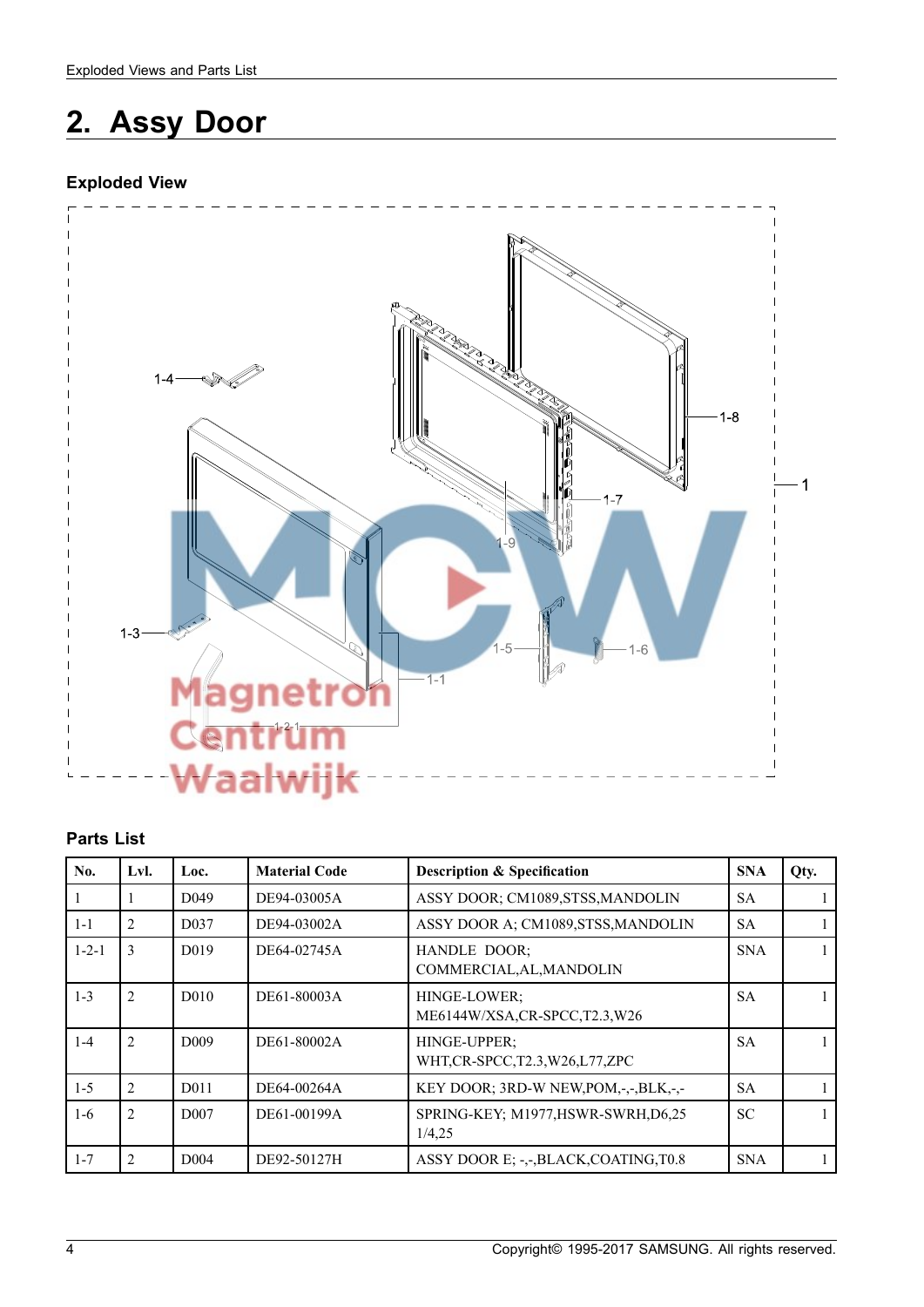# 2. Assy Door

### Exploded View

### Parts List

| No. | Lvl. | Loc. | Material Code | Description & Specification | SNA | Qty. |
|---|---|---|---|---|---|---|
| 1 | 1 | D049 | DE94-03005A | ASSY DOOR; CM1089,STSS,MANDOLIN | SA | 1 |
| 1-1 | 2 | D037 | DE94-03002A | ASSY DOOR A; CM1089,STSS,MANDOLIN | SA | 1 |
| 1-2-1 | 3 | D019 | DE64-02745A | HANDLE DOOR; COMMERCIAL,AL,MANDOLIN | SNA | 1 |
| 1-3 | 2 | D010 | DE61-80003A | HINGE-LOWER; ME6144W/XSA,CR-SPCC,T2.3,W26 | SA | 1 |
| 1-4 | 2 | D009 | DE61-80002A | HINGE-UPPER; WHT,CR-SPCC,T2.3,W26,L77,ZPC | SA | 1 |
| 1-5 | 2 | D011 | DE64-00264A | KEY DOOR; 3RD-W NEW,POM,-,-,BLK,-,- | SA | 1 |
| 1-6 | 2 | D007 | DE61-00199A | SPRING-KEY; M1977,HSWR-SWRH,D6,25 1/4,25 | SC | 1 |
| 1-7 | 2 | D004 | DE92-50127H | ASSY DOOR E; -,-,BLACK,COATING,T0.8 | SNA | 1 |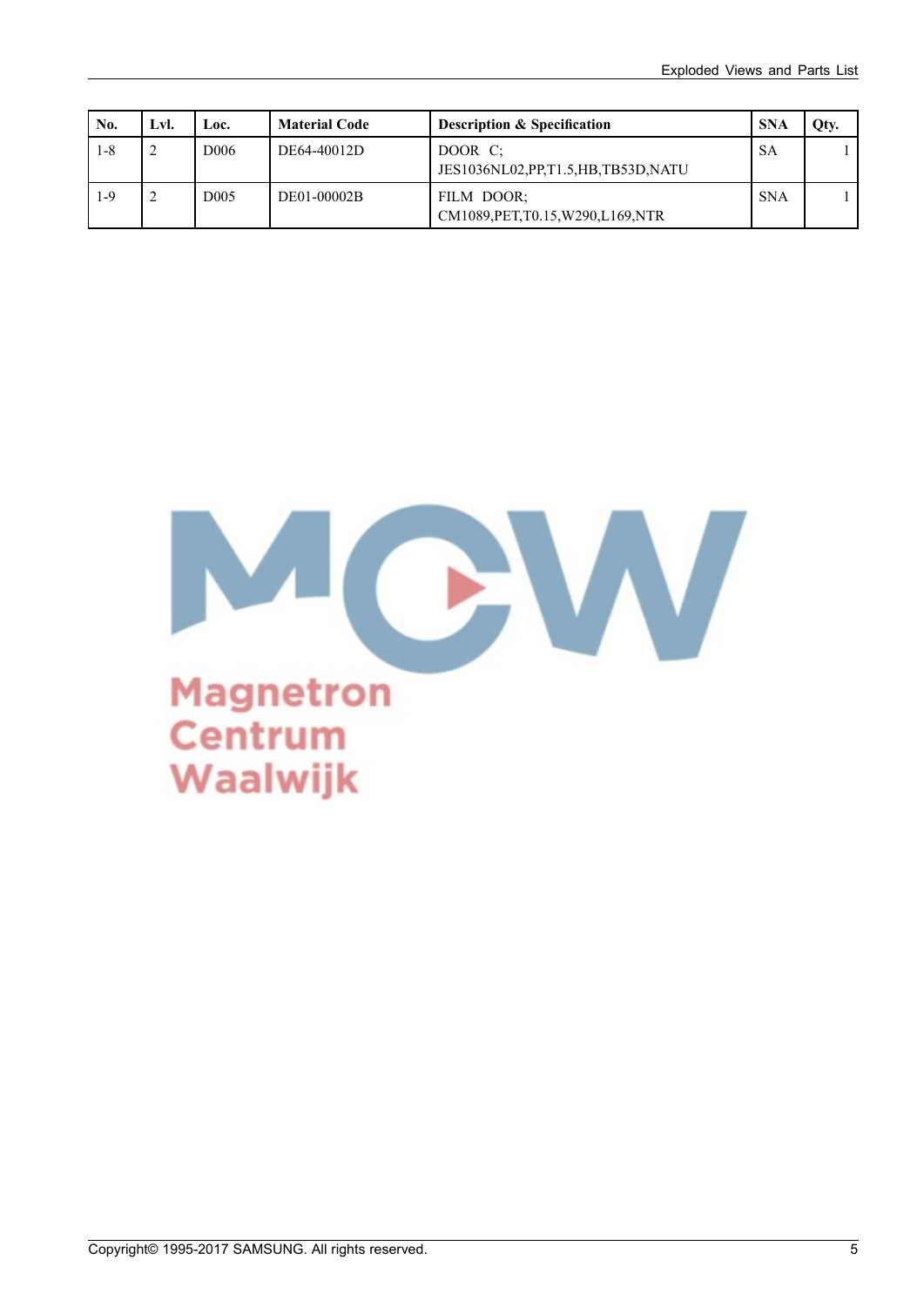| No. | Lvl. | Loc. | Material Code | Description & Specification | SNA | Qty. |
| --- | --- | --- | --- | --- | --- | --- |
| 1-8 | 2 | D006 | DE64-40012D | DOOR C;<br>JES1036NL02,PP,T1.5,HB,TB53D,NATU | SA | 1 |
| 1-9 | 2 | D005 | DE01-00002B | FILM DOOR;<br>CM1089,PET,T0.15,W290,L169,NTR | SNA | 1 |

Copyright© 1995-2017 SAMSUNG. All rights reserved.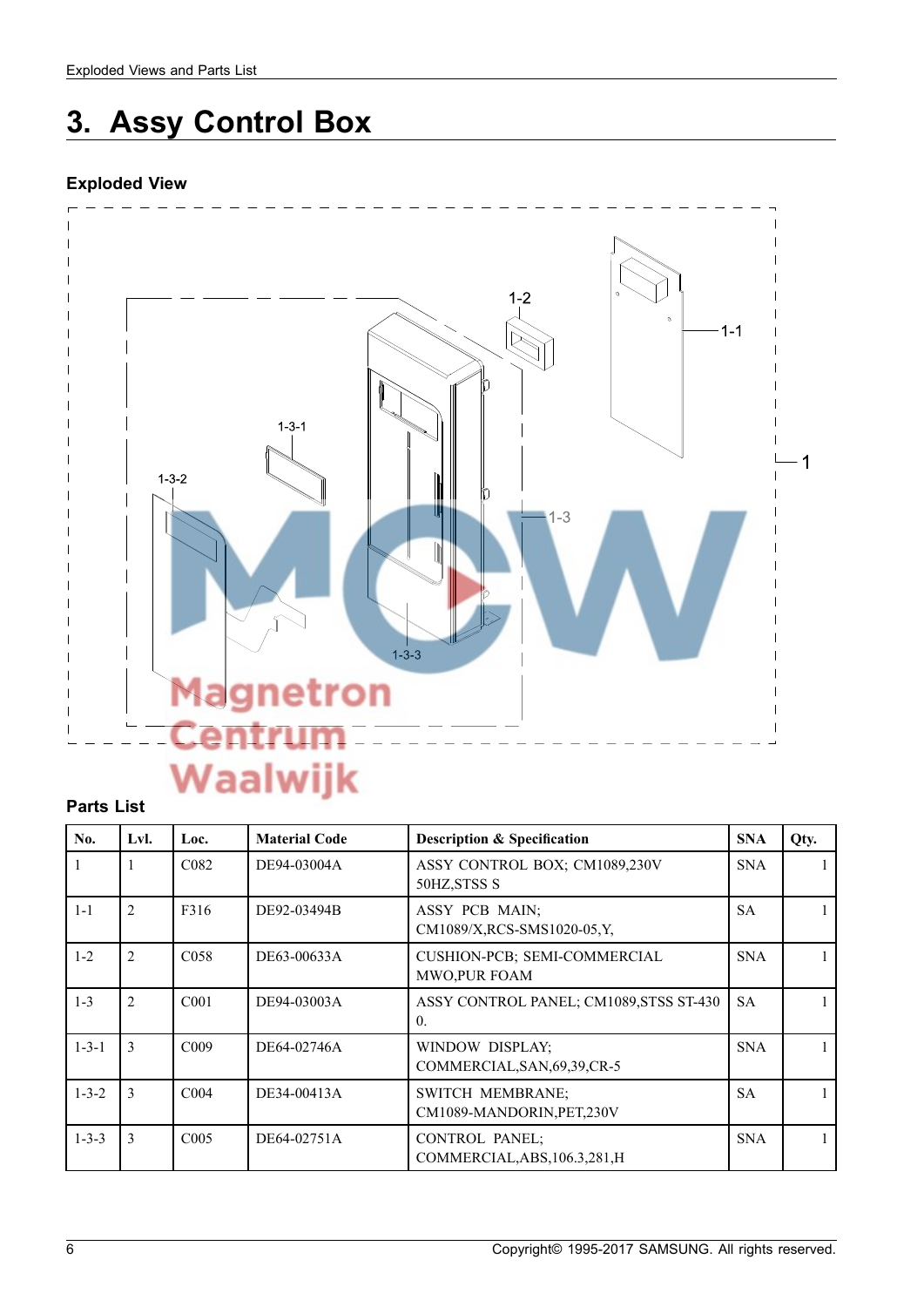# 3. Assy Control Box

### Exploded View

1-2

1-1

1

1-3-1

1-3-2

1-3

1-3-3

### Parts List

| No. | Lvl. | Loc. | Material Code | Description & Specification | SNA | Qty. |
|---|---|---|---|---|---|---|
| 1 | 1 | C082 | DE94-03004A | ASSY CONTROL BOX; CM1089,230V 50HZ,STSS S | SNA | 1 |
| 1-1 | 2 | F316 | DE92-03494B | ASSY PCB MAIN; CM1089/X,RCS-SMS1020-05,Y, | SA | 1 |
| 1-2 | 2 | C058 | DE63-00633A | CUSHION-PCB; SEMI-COMMERCIAL MWO,PUR FOAM | SNA | 1 |
| 1-3 | 2 | C001 | DE94-03003A | ASSY CONTROL PANEL; CM1089,STSS ST-430 0. | SA | 1 |
| 1-3-1 | 3 | C009 | DE64-02746A | WINDOW DISPLAY; COMMERCIAL,SAN,69,39,CR-5 | SNA | 1 |
| 1-3-2 | 3 | C004 | DE34-00413A | SWITCH MEMBRANE; CM1089-MANDORIN,PET,230V | SA | 1 |
| 1-3-3 | 3 | C005 | DE64-02751A | CONTROL PANEL; COMMERCIAL,ABS,106.3,281,H | SNA | 1 |